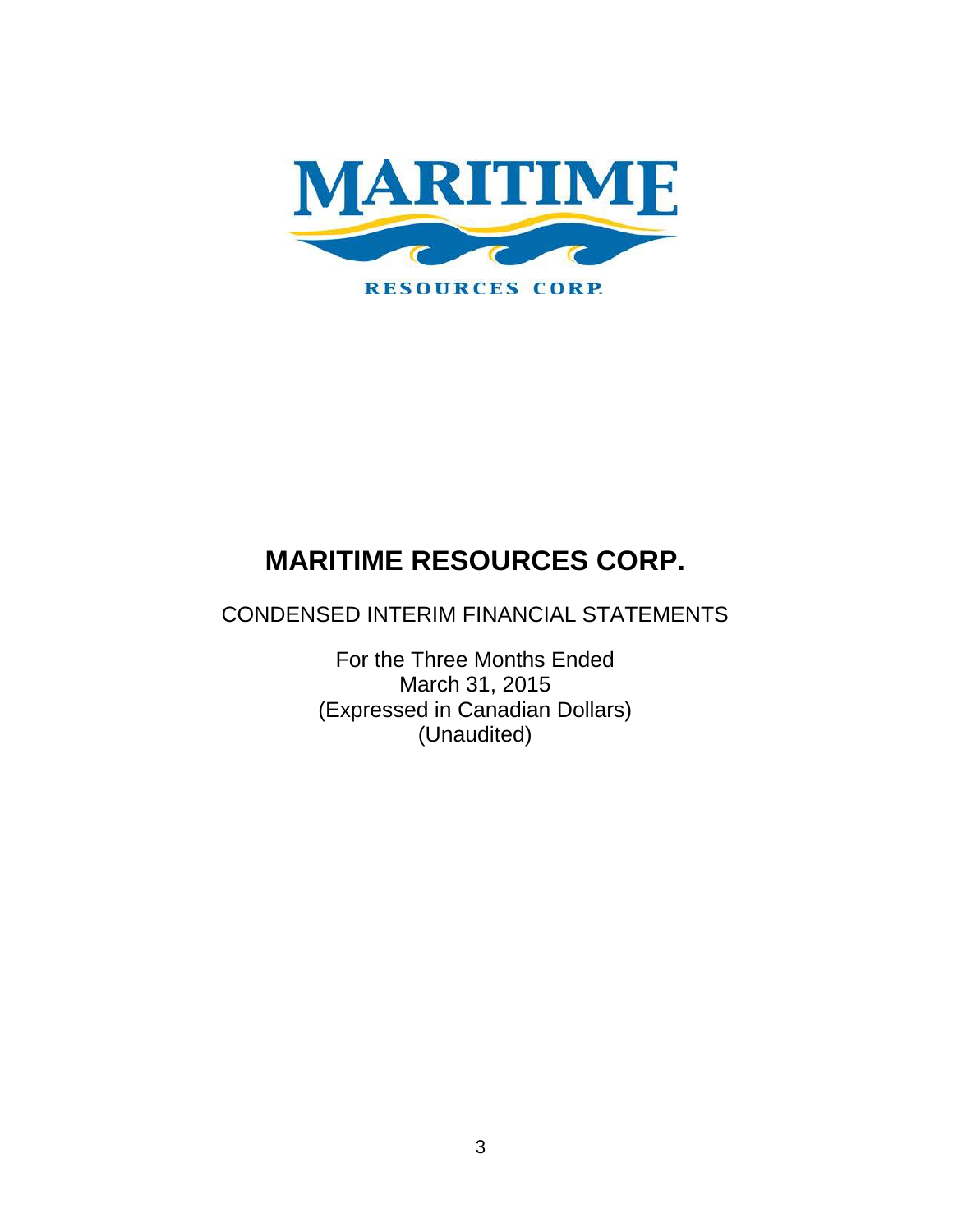# MARITIME RESOURCES CORP.

CONDENSED INTERIM FINANCIAL STATEMENTS

For the Three Months Ended
March 31, 2015
(Expressed in Canadian Dollars)
(Unaudited)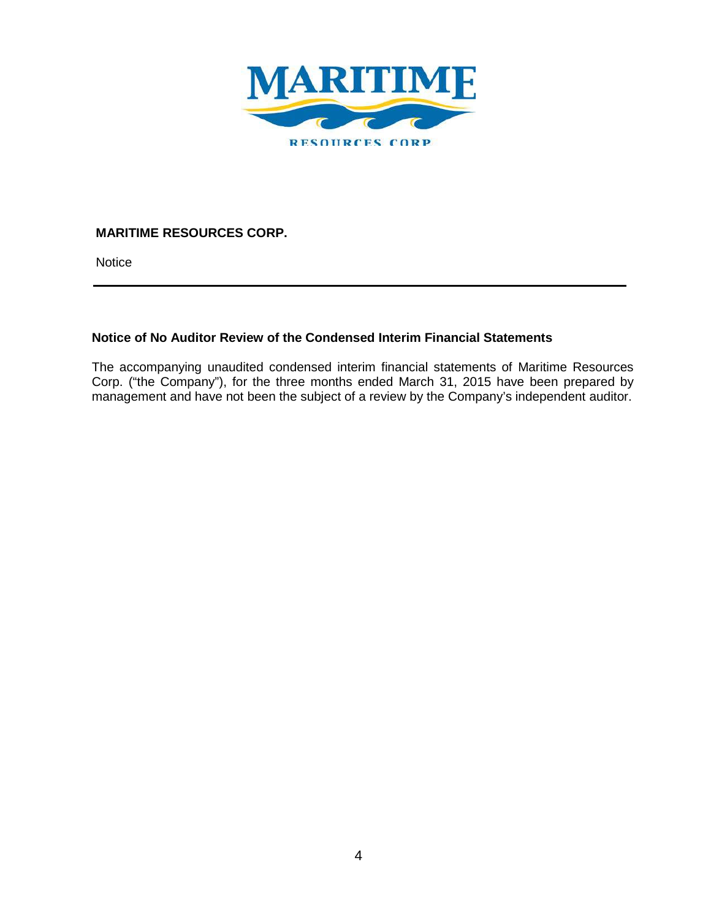**MARITIME RESOURCES CORP.**

Notice

---

### Notice of No Auditor Review of the Condensed Interim Financial Statements

The accompanying unaudited condensed interim financial statements of Maritime Resources Corp. ("the Company"), for the three months ended March 31, 2015 have been prepared by management and have not been the subject of a review by the Company's independent auditor.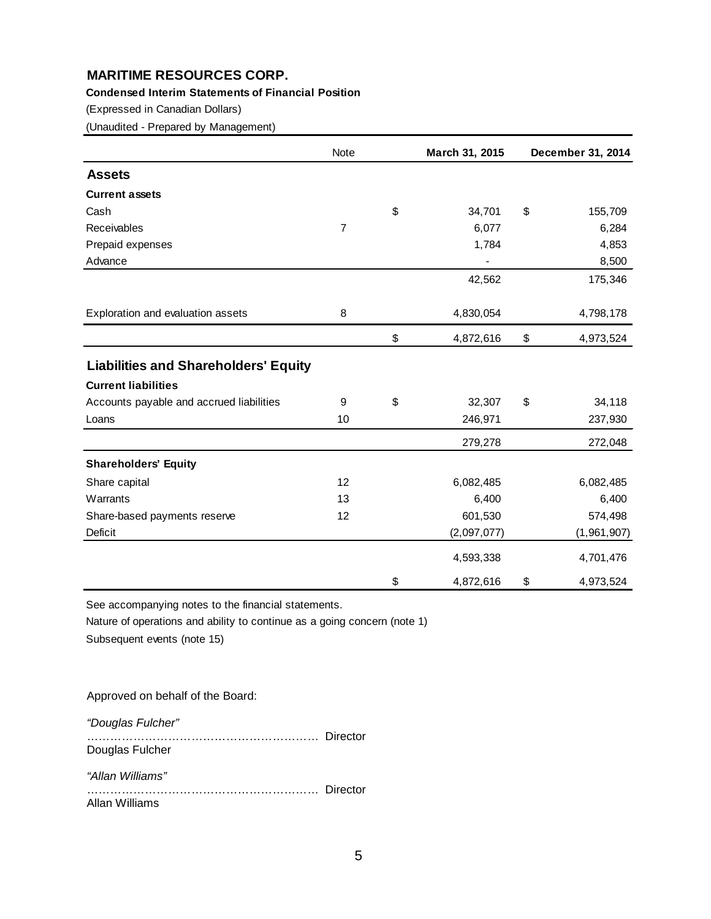## MARITIME RESOURCES CORP.

**Condensed Interim Statements of Financial Position**

(Expressed in Canadian Dollars)

(Unaudited - Prepared by Management)

| | Note | March 31, 2015 | December 31, 2014 |
|---|---|---|---|
| **Assets** | | | |
| **Current assets** | | | |
| Cash | | $ 34,701 | $ 155,709 |
| Receivables | 7 | 6,077 | 6,284 |
| Prepaid expenses | | 1,784 | 4,853 |
| Advance | | - | 8,500 |
| | | 42,562 | 175,346 |
| Exploration and evaluation assets | 8 | 4,830,054 | 4,798,178 |
| | | $ 4,872,616 | $ 4,973,524 |
| **Liabilities and Shareholders' Equity** | | | |
| **Current liabilities** | | | |
| Accounts payable and accrued liabilities | 9 | $ 32,307 | $ 34,118 |
| Loans | 10 | 246,971 | 237,930 |
| | | 279,278 | 272,048 |
| **Shareholders' Equity** | | | |
| Share capital | 12 | 6,082,485 | 6,082,485 |
| Warrants | 13 | 6,400 | 6,400 |
| Share-based payments reserve | 12 | 601,530 | 574,498 |
| Deficit | | (2,097,077) | (1,961,907) |
| | | 4,593,338 | 4,701,476 |
| | | $ 4,872,616 | $ 4,973,524 |

See accompanying notes to the financial statements.

Nature of operations and ability to continue as a going concern (note 1)

Subsequent events (note 15)

Approved on behalf of the Board:

*"Douglas Fulcher"*
…………………………………………………… Director
Douglas Fulcher

*"Allan Williams"*
…………………………………………………… Director
Allan Williams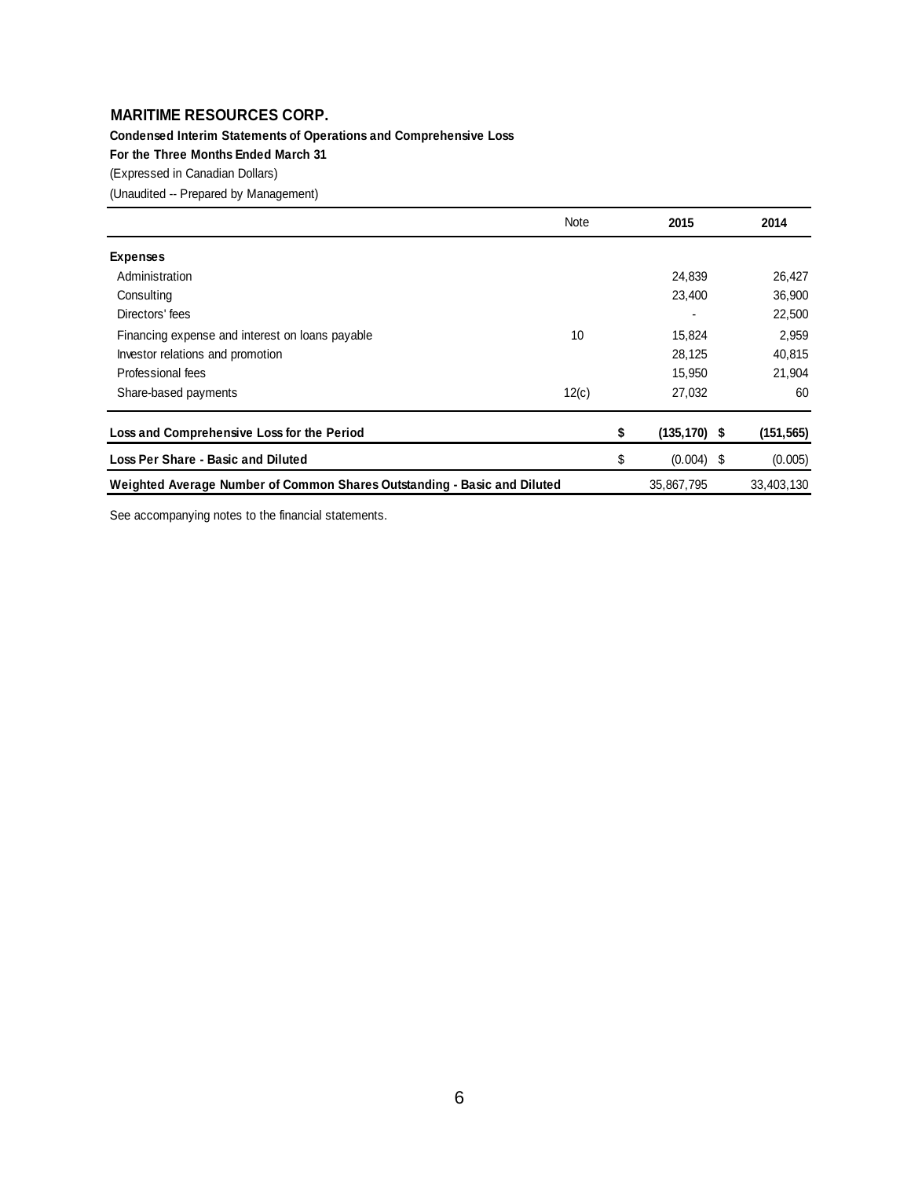**MARITIME RESOURCES CORP.**

**Condensed Interim Statements of Operations and Comprehensive Loss**

**For the Three Months Ended March 31**

(Expressed in Canadian Dollars)

(Unaudited -- Prepared by Management)

| | Note | 2015 | 2014 |
|---|---|---|---|
| **Expenses** | | | |
| Administration | | 24,839 | 26,427 |
| Consulting | | 23,400 | 36,900 |
| Directors' fees | | - | 22,500 |
| Financing expense and interest on loans payable | 10 | 15,824 | 2,959 |
| Investor relations and promotion | | 28,125 | 40,815 |
| Professional fees | | 15,950 | 21,904 |
| Share-based payments | 12(c) | 27,032 | 60 |
| **Loss and Comprehensive Loss for the Period** | | **$ (135,170)** | **$ (151,565)** |
| **Loss Per Share - Basic and Diluted** | | $ (0.004) | $ (0.005) |
| **Weighted Average Number of Common Shares Outstanding - Basic and Diluted** | | 35,867,795 | 33,403,130 |

See accompanying notes to the financial statements.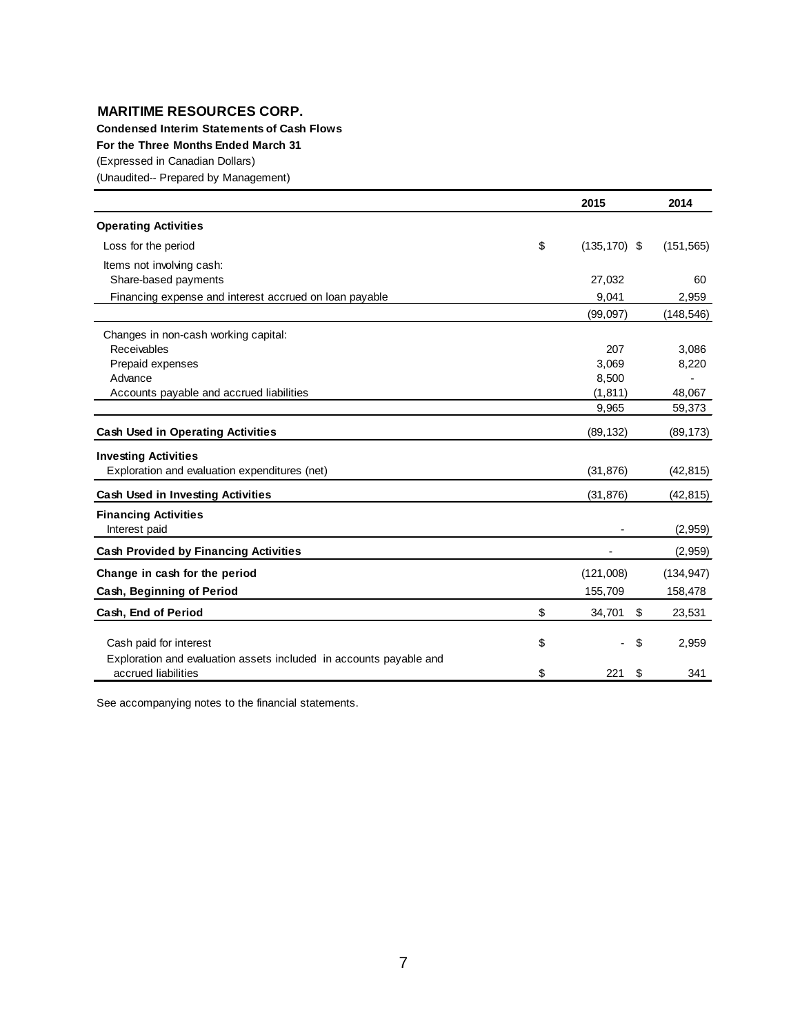**MARITIME RESOURCES CORP.**

**Condensed Interim Statements of Cash Flows**

**For the Three Months Ended March 31**

(Expressed in Canadian Dollars)

(Unaudited-- Prepared by Management)

| | 2015 | 2014 |
|---|---|---|
| **Operating Activities** | | |
| Loss for the period | $ (135,170) | $ (151,565) |
| Items not involving cash: | | |
| Share-based payments | 27,032 | 60 |
| Financing expense and interest accrued on loan payable | 9,041 | 2,959 |
| | (99,097) | (148,546) |
| Changes in non-cash working capital: | | |
| Receivables | 207 | 3,086 |
| Prepaid expenses | 3,069 | 8,220 |
| Advance | 8,500 | - |
| Accounts payable and accrued liabilities | (1,811) | 48,067 |
| | 9,965 | 59,373 |
| **Cash Used in Operating Activities** | (89,132) | (89,173) |
| **Investing Activities** | | |
| Exploration and evaluation expenditures (net) | (31,876) | (42,815) |
| **Cash Used in Investing Activities** | (31,876) | (42,815) |
| **Financing Activities** | | |
| Interest paid | - | (2,959) |
| **Cash Provided by Financing Activities** | - | (2,959) |
| **Change in cash for the period** | (121,008) | (134,947) |
| **Cash, Beginning of Period** | 155,709 | 158,478 |
| **Cash, End of Period** | $ 34,701 | $ 23,531 |
| Cash paid for interest | $ - | $ 2,959 |
| Exploration and evaluation assets included in accounts payable and accrued liabilities | $ 221 | $ 341 |

See accompanying notes to the financial statements.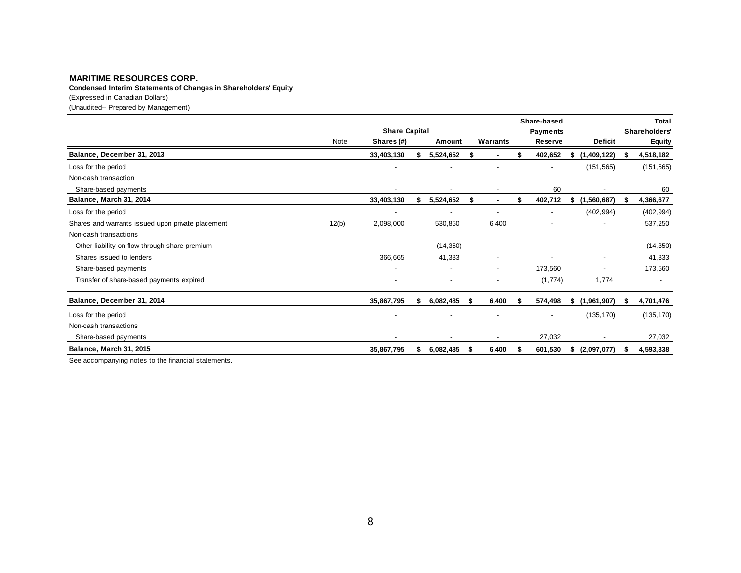**MARITIME RESOURCES CORP.**

**Condensed Interim Statements of Changes in Shareholders' Equity**

(Expressed in Canadian Dollars)

(Unaudited-- Prepared by Management)

| | Note | Share Capital Shares (#) | Share Capital Amount | Warrants | Share-based Payments Reserve | Deficit | Total Shareholders' Equity |
|---|---|---|---|---|---|---|---|
| **Balance, December 31, 2013** | | **33,403,130** | **$ 5,524,652** | **$ -** | **$ 402,652** | **$ (1,409,122)** | **$ 4,518,182** |
| Loss for the period | | - | - | - | - | (151,565) | (151,565) |
| Non-cash transaction | | | | | | | |
| Share-based payments | | - | - | - | 60 | - | 60 |
| **Balance, March 31, 2014** | | **33,403,130** | **$ 5,524,652** | **$ -** | **$ 402,712** | **$ (1,560,687)** | **$ 4,366,677** |
| Loss for the period | | - | - | - | - | (402,994) | (402,994) |
| Shares and warrants issued upon private placement | 12(b) | 2,098,000 | 530,850 | 6,400 | - | - | 537,250 |
| Non-cash transactions | | | | | | | |
| Other liability on flow-through share premium | | - | (14,350) | - | - | - | (14,350) |
| Shares issued to lenders | | 366,665 | 41,333 | - | - | - | 41,333 |
| Share-based payments | | - | - | - | 173,560 | - | 173,560 |
| Transfer of share-based payments expired | | - | - | - | (1,774) | 1,774 | - |
| **Balance, December 31, 2014** | | **35,867,795** | **$ 6,082,485** | **$ 6,400** | **$ 574,498** | **$ (1,961,907)** | **$ 4,701,476** |
| Loss for the period | | - | - | - | - | (135,170) | (135,170) |
| Non-cash transactions | | | | | | | |
| Share-based payments | | - | - | - | 27,032 | - | 27,032 |
| **Balance, March 31, 2015** | | **35,867,795** | **$ 6,082,485** | **$ 6,400** | **$ 601,530** | **$ (2,097,077)** | **$ 4,593,338** |

See accompanying notes to the financial statements.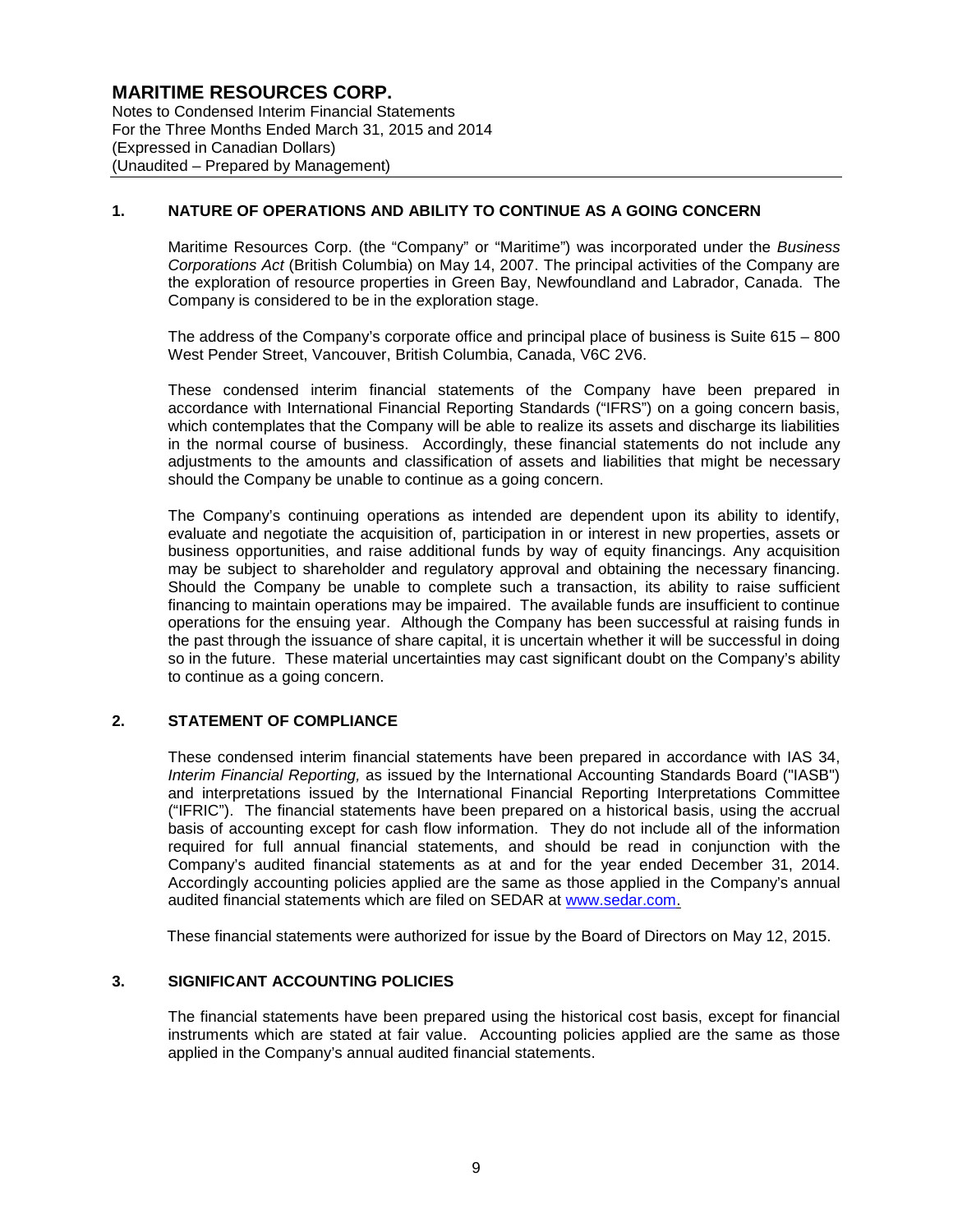# MARITIME RESOURCES CORP.

Notes to Condensed Interim Financial Statements
For the Three Months Ended March 31, 2015 and 2014
(Expressed in Canadian Dollars)
(Unaudited – Prepared by Management)

## 1. NATURE OF OPERATIONS AND ABILITY TO CONTINUE AS A GOING CONCERN

Maritime Resources Corp. (the "Company" or "Maritime") was incorporated under the *Business Corporations Act* (British Columbia) on May 14, 2007. The principal activities of the Company are the exploration of resource properties in Green Bay, Newfoundland and Labrador, Canada. The Company is considered to be in the exploration stage.

The address of the Company's corporate office and principal place of business is Suite 615 – 800 West Pender Street, Vancouver, British Columbia, Canada, V6C 2V6.

These condensed interim financial statements of the Company have been prepared in accordance with International Financial Reporting Standards ("IFRS") on a going concern basis, which contemplates that the Company will be able to realize its assets and discharge its liabilities in the normal course of business. Accordingly, these financial statements do not include any adjustments to the amounts and classification of assets and liabilities that might be necessary should the Company be unable to continue as a going concern.

The Company's continuing operations as intended are dependent upon its ability to identify, evaluate and negotiate the acquisition of, participation in or interest in new properties, assets or business opportunities, and raise additional funds by way of equity financings. Any acquisition may be subject to shareholder and regulatory approval and obtaining the necessary financing. Should the Company be unable to complete such a transaction, its ability to raise sufficient financing to maintain operations may be impaired. The available funds are insufficient to continue operations for the ensuing year. Although the Company has been successful at raising funds in the past through the issuance of share capital, it is uncertain whether it will be successful in doing so in the future. These material uncertainties may cast significant doubt on the Company's ability to continue as a going concern.

## 2. STATEMENT OF COMPLIANCE

These condensed interim financial statements have been prepared in accordance with IAS 34, *Interim Financial Reporting,* as issued by the International Accounting Standards Board ("IASB") and interpretations issued by the International Financial Reporting Interpretations Committee ("IFRIC"). The financial statements have been prepared on a historical basis, using the accrual basis of accounting except for cash flow information. They do not include all of the information required for full annual financial statements, and should be read in conjunction with the Company's audited financial statements as at and for the year ended December 31, 2014. Accordingly accounting policies applied are the same as those applied in the Company's annual audited financial statements which are filed on SEDAR at www.sedar.com.

These financial statements were authorized for issue by the Board of Directors on May 12, 2015.

## 3. SIGNIFICANT ACCOUNTING POLICIES

The financial statements have been prepared using the historical cost basis, except for financial instruments which are stated at fair value. Accounting policies applied are the same as those applied in the Company's annual audited financial statements.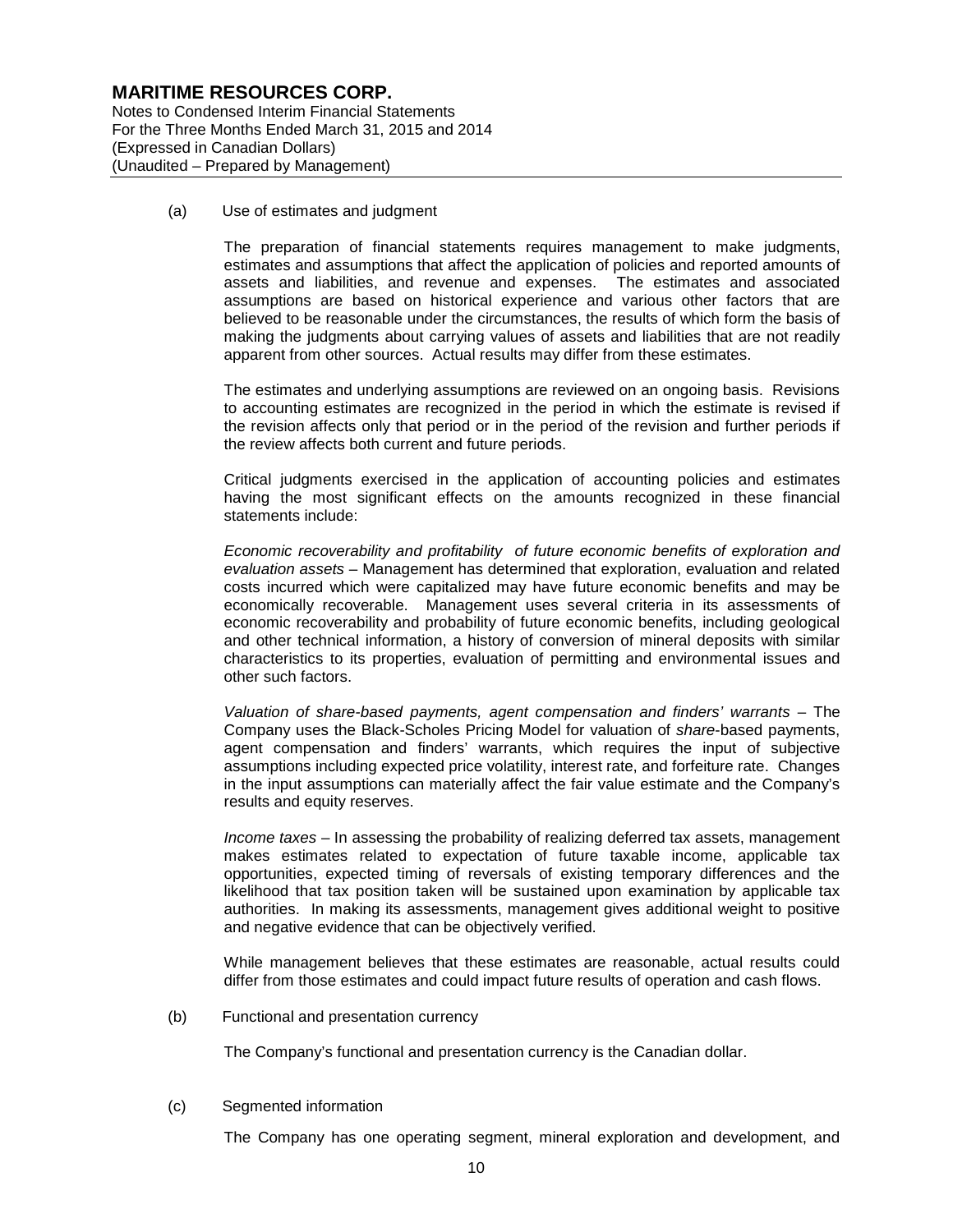(a) Use of estimates and judgment

The preparation of financial statements requires management to make judgments, estimates and assumptions that affect the application of policies and reported amounts of assets and liabilities, and revenue and expenses. The estimates and associated assumptions are based on historical experience and various other factors that are believed to be reasonable under the circumstances, the results of which form the basis of making the judgments about carrying values of assets and liabilities that are not readily apparent from other sources. Actual results may differ from these estimates.

The estimates and underlying assumptions are reviewed on an ongoing basis. Revisions to accounting estimates are recognized in the period in which the estimate is revised if the revision affects only that period or in the period of the revision and further periods if the review affects both current and future periods.

Critical judgments exercised in the application of accounting policies and estimates having the most significant effects on the amounts recognized in these financial statements include:

*Economic recoverability and profitability of future economic benefits of exploration and evaluation assets* – Management has determined that exploration, evaluation and related costs incurred which were capitalized may have future economic benefits and may be economically recoverable. Management uses several criteria in its assessments of economic recoverability and probability of future economic benefits, including geological and other technical information, a history of conversion of mineral deposits with similar characteristics to its properties, evaluation of permitting and environmental issues and other such factors.

*Valuation of share-based payments, agent compensation and finders' warrants* – The Company uses the Black-Scholes Pricing Model for valuation of *share*-based payments, agent compensation and finders' warrants, which requires the input of subjective assumptions including expected price volatility, interest rate, and forfeiture rate. Changes in the input assumptions can materially affect the fair value estimate and the Company's results and equity reserves.

*Income taxes* – In assessing the probability of realizing deferred tax assets, management makes estimates related to expectation of future taxable income, applicable tax opportunities, expected timing of reversals of existing temporary differences and the likelihood that tax position taken will be sustained upon examination by applicable tax authorities. In making its assessments, management gives additional weight to positive and negative evidence that can be objectively verified.

While management believes that these estimates are reasonable, actual results could differ from those estimates and could impact future results of operation and cash flows.

(b) Functional and presentation currency

The Company's functional and presentation currency is the Canadian dollar.

(c) Segmented information

The Company has one operating segment, mineral exploration and development, and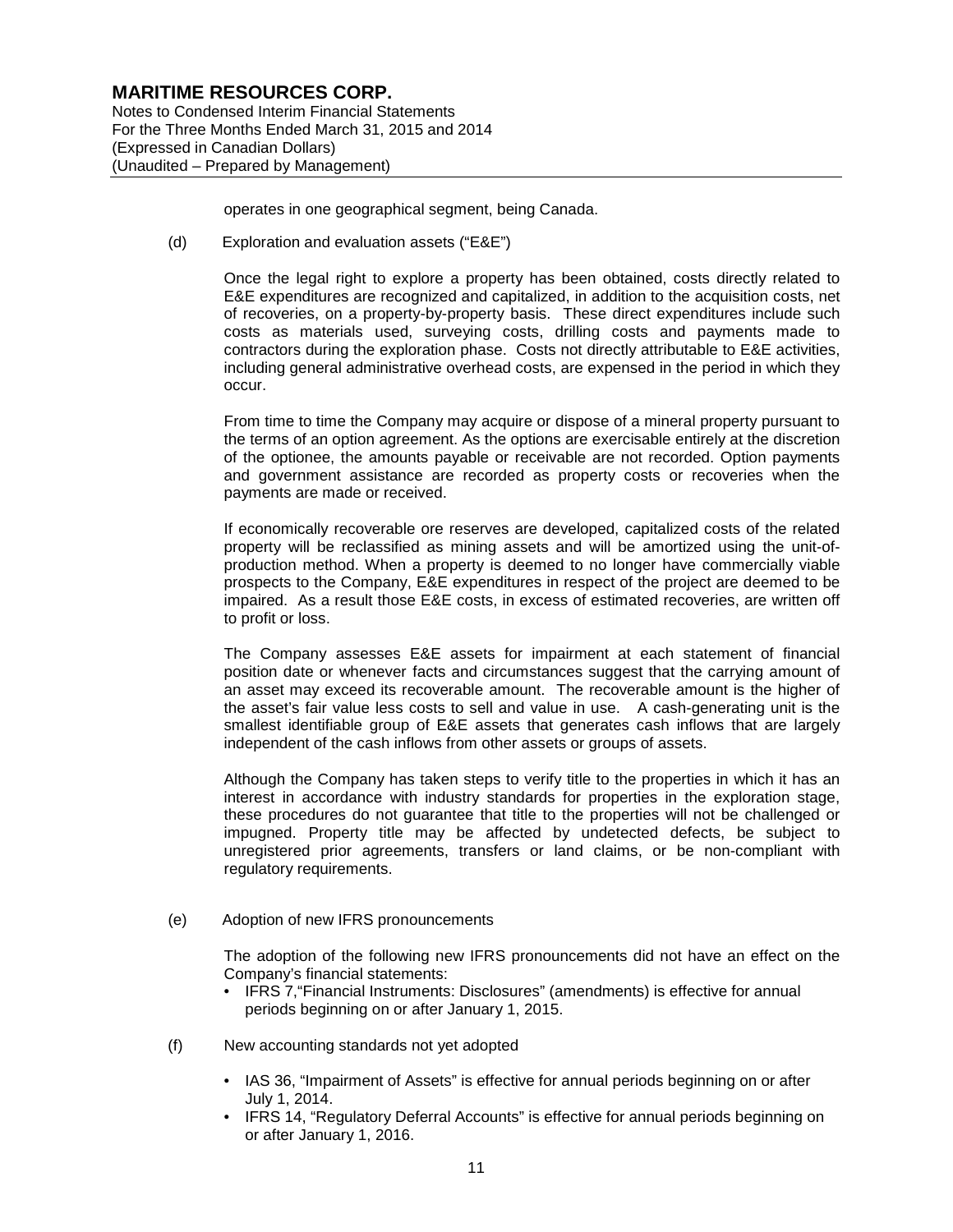operates in one geographical segment, being Canada.

(d) Exploration and evaluation assets ("E&E")

Once the legal right to explore a property has been obtained, costs directly related to E&E expenditures are recognized and capitalized, in addition to the acquisition costs, net of recoveries, on a property-by-property basis. These direct expenditures include such costs as materials used, surveying costs, drilling costs and payments made to contractors during the exploration phase. Costs not directly attributable to E&E activities, including general administrative overhead costs, are expensed in the period in which they occur.

From time to time the Company may acquire or dispose of a mineral property pursuant to the terms of an option agreement. As the options are exercisable entirely at the discretion of the optionee, the amounts payable or receivable are not recorded. Option payments and government assistance are recorded as property costs or recoveries when the payments are made or received.

If economically recoverable ore reserves are developed, capitalized costs of the related property will be reclassified as mining assets and will be amortized using the unit-of-production method. When a property is deemed to no longer have commercially viable prospects to the Company, E&E expenditures in respect of the project are deemed to be impaired. As a result those E&E costs, in excess of estimated recoveries, are written off to profit or loss.

The Company assesses E&E assets for impairment at each statement of financial position date or whenever facts and circumstances suggest that the carrying amount of an asset may exceed its recoverable amount. The recoverable amount is the higher of the asset's fair value less costs to sell and value in use. A cash-generating unit is the smallest identifiable group of E&E assets that generates cash inflows that are largely independent of the cash inflows from other assets or groups of assets.

Although the Company has taken steps to verify title to the properties in which it has an interest in accordance with industry standards for properties in the exploration stage, these procedures do not guarantee that title to the properties will not be challenged or impugned. Property title may be affected by undetected defects, be subject to unregistered prior agreements, transfers or land claims, or be non-compliant with regulatory requirements.

(e) Adoption of new IFRS pronouncements

The adoption of the following new IFRS pronouncements did not have an effect on the Company's financial statements:

- IFRS 7,"Financial Instruments: Disclosures" (amendments) is effective for annual periods beginning on or after January 1, 2015.

(f) New accounting standards not yet adopted

- IAS 36, "Impairment of Assets" is effective for annual periods beginning on or after July 1, 2014.
- IFRS 14, "Regulatory Deferral Accounts" is effective for annual periods beginning on or after January 1, 2016.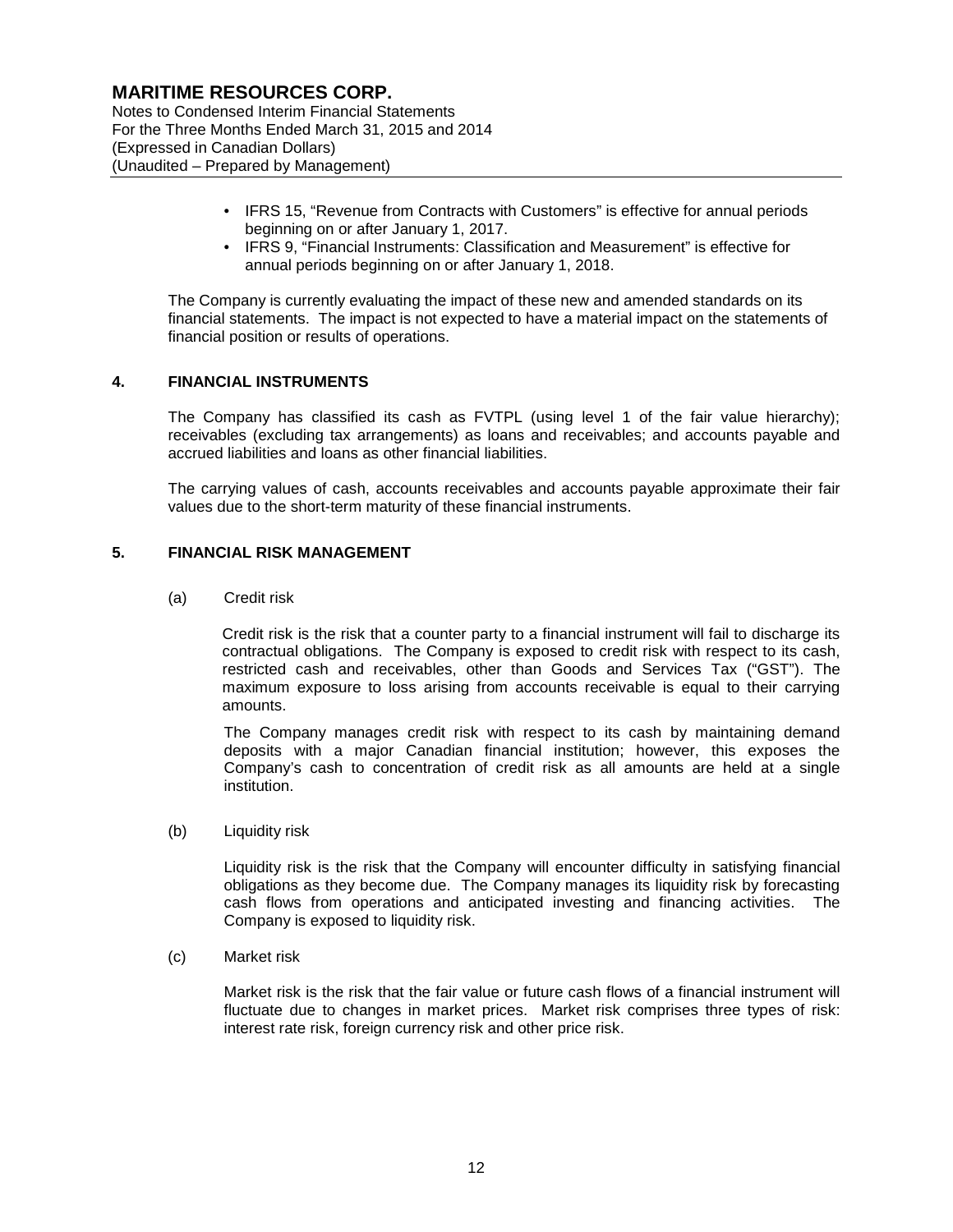- IFRS 15, "Revenue from Contracts with Customers" is effective for annual periods beginning on or after January 1, 2017.
- IFRS 9, "Financial Instruments: Classification and Measurement" is effective for annual periods beginning on or after January 1, 2018.

The Company is currently evaluating the impact of these new and amended standards on its financial statements. The impact is not expected to have a material impact on the statements of financial position or results of operations.

## 4. FINANCIAL INSTRUMENTS

The Company has classified its cash as FVTPL (using level 1 of the fair value hierarchy); receivables (excluding tax arrangements) as loans and receivables; and accounts payable and accrued liabilities and loans as other financial liabilities.

The carrying values of cash, accounts receivables and accounts payable approximate their fair values due to the short-term maturity of these financial instruments.

## 5. FINANCIAL RISK MANAGEMENT

(a) Credit risk

Credit risk is the risk that a counter party to a financial instrument will fail to discharge its contractual obligations. The Company is exposed to credit risk with respect to its cash, restricted cash and receivables, other than Goods and Services Tax ("GST"). The maximum exposure to loss arising from accounts receivable is equal to their carrying amounts.

The Company manages credit risk with respect to its cash by maintaining demand deposits with a major Canadian financial institution; however, this exposes the Company's cash to concentration of credit risk as all amounts are held at a single institution.

(b) Liquidity risk

Liquidity risk is the risk that the Company will encounter difficulty in satisfying financial obligations as they become due. The Company manages its liquidity risk by forecasting cash flows from operations and anticipated investing and financing activities. The Company is exposed to liquidity risk.

(c) Market risk

Market risk is the risk that the fair value or future cash flows of a financial instrument will fluctuate due to changes in market prices. Market risk comprises three types of risk: interest rate risk, foreign currency risk and other price risk.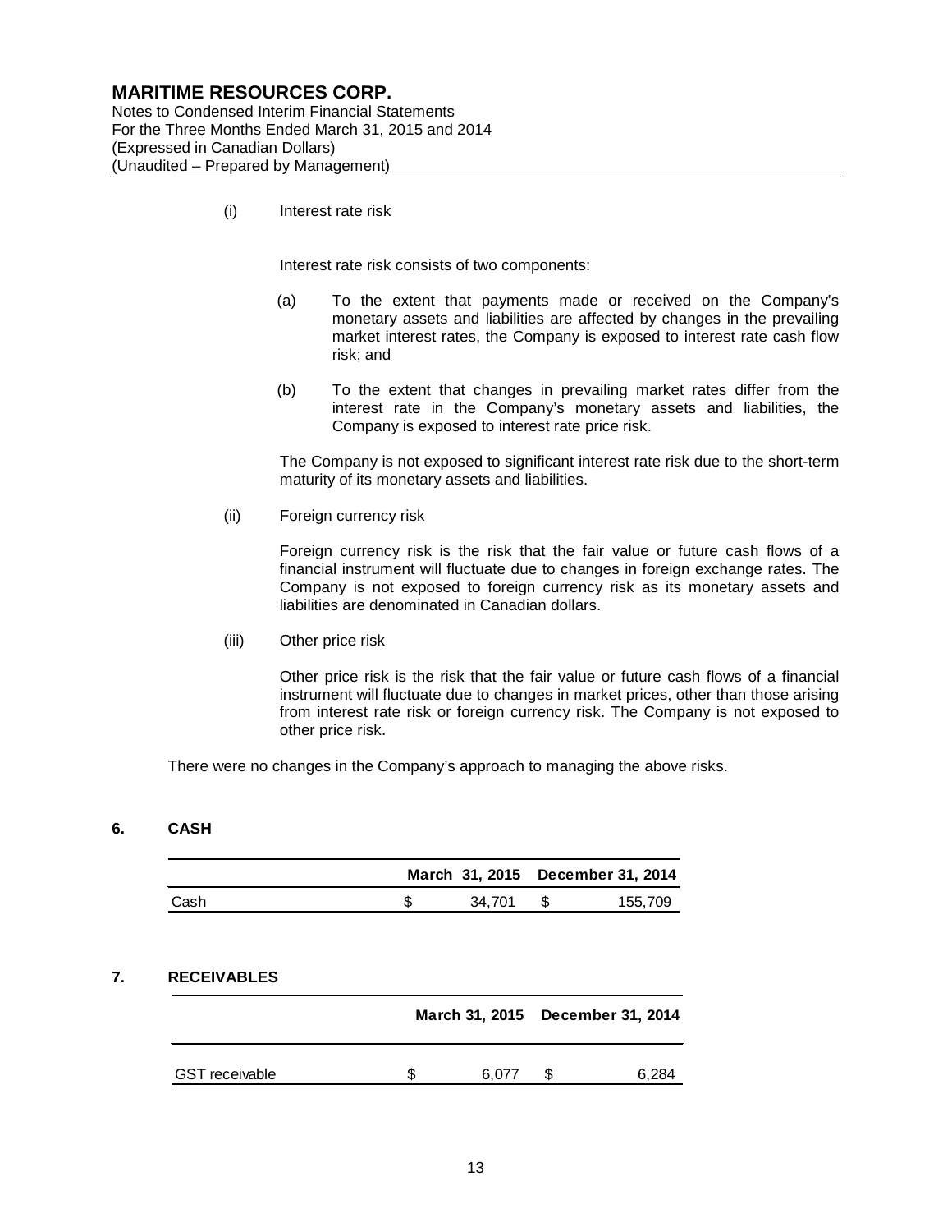(i) Interest rate risk

Interest rate risk consists of two components:

(a) To the extent that payments made or received on the Company's monetary assets and liabilities are affected by changes in the prevailing market interest rates, the Company is exposed to interest rate cash flow risk; and

(b) To the extent that changes in prevailing market rates differ from the interest rate in the Company's monetary assets and liabilities, the Company is exposed to interest rate price risk.

The Company is not exposed to significant interest rate risk due to the short-term maturity of its monetary assets and liabilities.

(ii) Foreign currency risk

Foreign currency risk is the risk that the fair value or future cash flows of a financial instrument will fluctuate due to changes in foreign exchange rates. The Company is not exposed to foreign currency risk as its monetary assets and liabilities are denominated in Canadian dollars.

(iii) Other price risk

Other price risk is the risk that the fair value or future cash flows of a financial instrument will fluctuate due to changes in market prices, other than those arising from interest rate risk or foreign currency risk. The Company is not exposed to other price risk.

There were no changes in the Company's approach to managing the above risks.

## 6. CASH

| | March 31, 2015 | December 31, 2014 |
|---|---|---|
| Cash | $ 34,701 | $ 155,709 |

## 7. RECEIVABLES

| | March 31, 2015 | December 31, 2014 |
|---|---|---|
| GST receivable | $ 6,077 | $ 6,284 |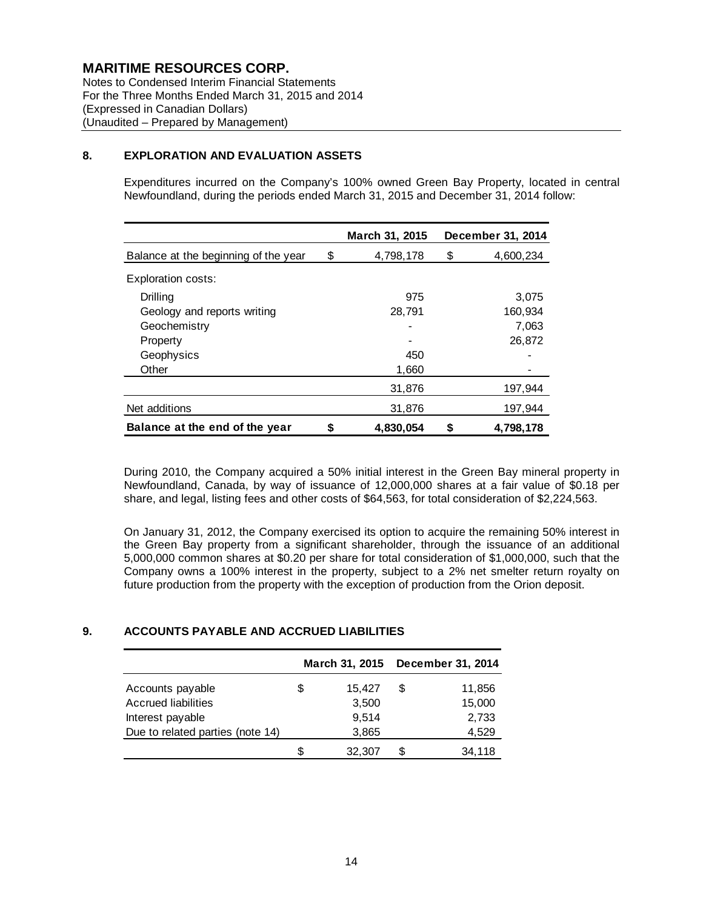## 8. EXPLORATION AND EVALUATION ASSETS

Expenditures incurred on the Company's 100% owned Green Bay Property, located in central Newfoundland, during the periods ended March 31, 2015 and December 31, 2014 follow:

| | March 31, 2015 | December 31, 2014 |
|---|---|---|
| Balance at the beginning of the year | $ 4,798,178 | $ 4,600,234 |
| Exploration costs: | | |
| Drilling | 975 | 3,075 |
| Geology and reports writing | 28,791 | 160,934 |
| Geochemistry | - | 7,063 |
| Property | - | 26,872 |
| Geophysics | 450 | - |
| Other | 1,660 | - |
| | 31,876 | 197,944 |
| Net additions | 31,876 | 197,944 |
| **Balance at the end of the year** | **$ 4,830,054** | **$ 4,798,178** |

During 2010, the Company acquired a 50% initial interest in the Green Bay mineral property in Newfoundland, Canada, by way of issuance of 12,000,000 shares at a fair value of $0.18 per share, and legal, listing fees and other costs of $64,563, for total consideration of $2,224,563.

On January 31, 2012, the Company exercised its option to acquire the remaining 50% interest in the Green Bay property from a significant shareholder, through the issuance of an additional 5,000,000 common shares at $0.20 per share for total consideration of $1,000,000, such that the Company owns a 100% interest in the property, subject to a 2% net smelter return royalty on future production from the property with the exception of production from the Orion deposit.

## 9. ACCOUNTS PAYABLE AND ACCRUED LIABILITIES

| | March 31, 2015 | December 31, 2014 |
|---|---|---|
| Accounts payable | $ 15,427 | $ 11,856 |
| Accrued liabilities | 3,500 | 15,000 |
| Interest payable | 9,514 | 2,733 |
| Due to related parties (note 14) | 3,865 | 4,529 |
| | $ 32,307 | $ 34,118 |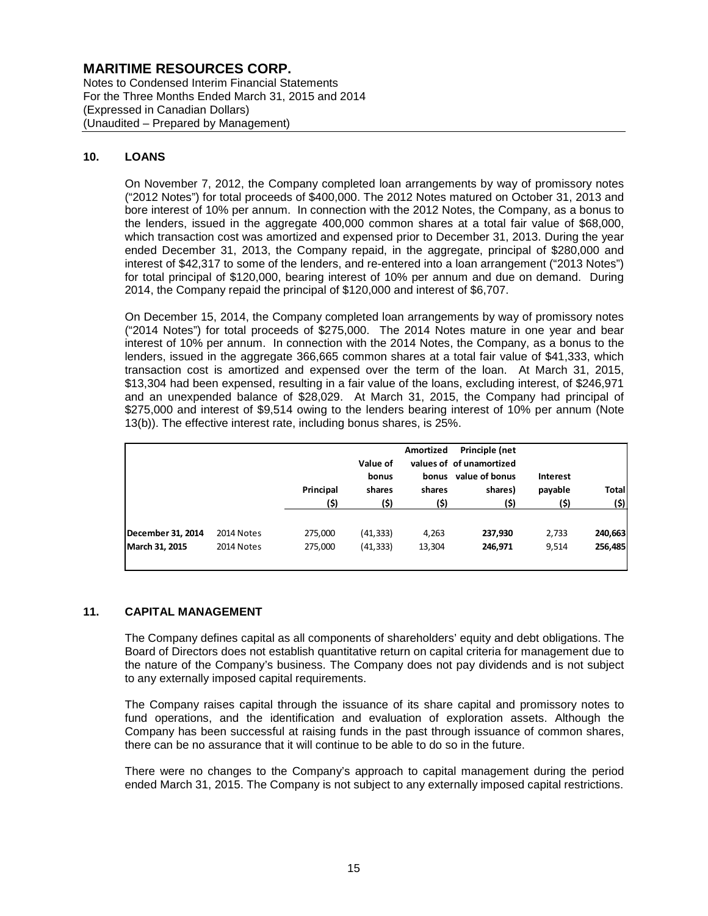## 10. LOANS

On November 7, 2012, the Company completed loan arrangements by way of promissory notes ("2012 Notes") for total proceeds of $400,000. The 2012 Notes matured on October 31, 2013 and bore interest of 10% per annum. In connection with the 2012 Notes, the Company, as a bonus to the lenders, issued in the aggregate 400,000 common shares at a total fair value of $68,000, which transaction cost was amortized and expensed prior to December 31, 2013. During the year ended December 31, 2013, the Company repaid, in the aggregate, principal of $280,000 and interest of $42,317 to some of the lenders, and re-entered into a loan arrangement ("2013 Notes") for total principal of $120,000, bearing interest of 10% per annum and due on demand. During 2014, the Company repaid the principal of $120,000 and interest of $6,707.

On December 15, 2014, the Company completed loan arrangements by way of promissory notes ("2014 Notes") for total proceeds of $275,000. The 2014 Notes mature in one year and bear interest of 10% per annum. In connection with the 2014 Notes, the Company, as a bonus to the lenders, issued in the aggregate 366,665 common shares at a total fair value of $41,333, which transaction cost is amortized and expensed over the term of the loan. At March 31, 2015, $13,304 had been expensed, resulting in a fair value of the loans, excluding interest, of $246,971 and an unexpended balance of $28,029. At March 31, 2015, the Company had principal of $275,000 and interest of $9,514 owing to the lenders bearing interest of 10% per annum (Note 13(b)). The effective interest rate, including bonus shares, is 25%.

| | | Principal ($) | Value of bonus shares ($) | Amortized values of bonus shares ($) | Principle (net of unamortized value of bonus shares) ($) | Interest payable ($) | Total ($) |
|---|---|---|---|---|---|---|---|
| **December 31, 2014** | 2014 Notes | 275,000 | (41,333) | 4,263 | **237,930** | 2,733 | **240,663** |
| **March 31, 2015** | 2014 Notes | 275,000 | (41,333) | 13,304 | **246,971** | 9,514 | **256,485** |

## 11. CAPITAL MANAGEMENT

The Company defines capital as all components of shareholders' equity and debt obligations. The Board of Directors does not establish quantitative return on capital criteria for management due to the nature of the Company's business. The Company does not pay dividends and is not subject to any externally imposed capital requirements.

The Company raises capital through the issuance of its share capital and promissory notes to fund operations, and the identification and evaluation of exploration assets. Although the Company has been successful at raising funds in the past through issuance of common shares, there can be no assurance that it will continue to be able to do so in the future.

There were no changes to the Company's approach to capital management during the period ended March 31, 2015. The Company is not subject to any externally imposed capital restrictions.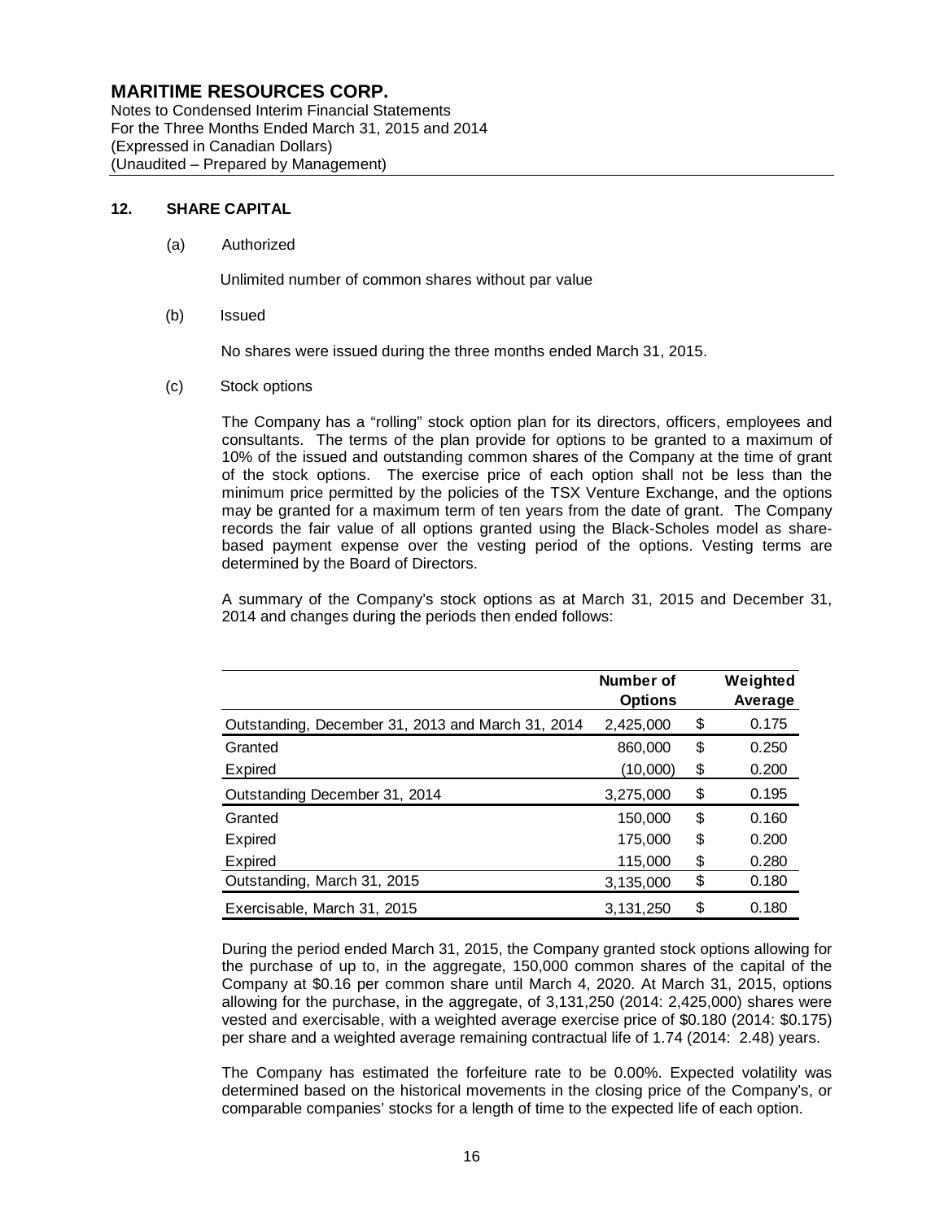# MARITIME RESOURCES CORP.

Notes to Condensed Interim Financial Statements
For the Three Months Ended March 31, 2015 and 2014
(Expressed in Canadian Dollars)
(Unaudited – Prepared by Management)

## 12. SHARE CAPITAL

(a) Authorized

Unlimited number of common shares without par value

(b) Issued

No shares were issued during the three months ended March 31, 2015.

(c) Stock options

The Company has a "rolling" stock option plan for its directors, officers, employees and consultants. The terms of the plan provide for options to be granted to a maximum of 10% of the issued and outstanding common shares of the Company at the time of grant of the stock options. The exercise price of each option shall not be less than the minimum price permitted by the policies of the TSX Venture Exchange, and the options may be granted for a maximum term of ten years from the date of grant. The Company records the fair value of all options granted using the Black-Scholes model as share-based payment expense over the vesting period of the options. Vesting terms are determined by the Board of Directors.

A summary of the Company's stock options as at March 31, 2015 and December 31, 2014 and changes during the periods then ended follows:

| | Number of Options | | Weighted Average |
|---|---|---|---|
| Outstanding, December 31, 2013 and March 31, 2014 | 2,425,000 | $ | 0.175 |
| Granted | 860,000 | $ | 0.250 |
| Expired | (10,000) | $ | 0.200 |
| Outstanding December 31, 2014 | 3,275,000 | $ | 0.195 |
| Granted | 150,000 | $ | 0.160 |
| Expired | 175,000 | $ | 0.200 |
| Expired | 115,000 | $ | 0.280 |
| Outstanding, March 31, 2015 | 3,135,000 | $ | 0.180 |
| Exercisable, March 31, 2015 | 3,131,250 | $ | 0.180 |

During the period ended March 31, 2015, the Company granted stock options allowing for the purchase of up to, in the aggregate, 150,000 common shares of the capital of the Company at $0.16 per common share until March 4, 2020. At March 31, 2015, options allowing for the purchase, in the aggregate, of 3,131,250 (2014: 2,425,000) shares were vested and exercisable, with a weighted average exercise price of $0.180 (2014: $0.175) per share and a weighted average remaining contractual life of 1.74 (2014: 2.48) years.

The Company has estimated the forfeiture rate to be 0.00%. Expected volatility was determined based on the historical movements in the closing price of the Company's, or comparable companies' stocks for a length of time to the expected life of each option.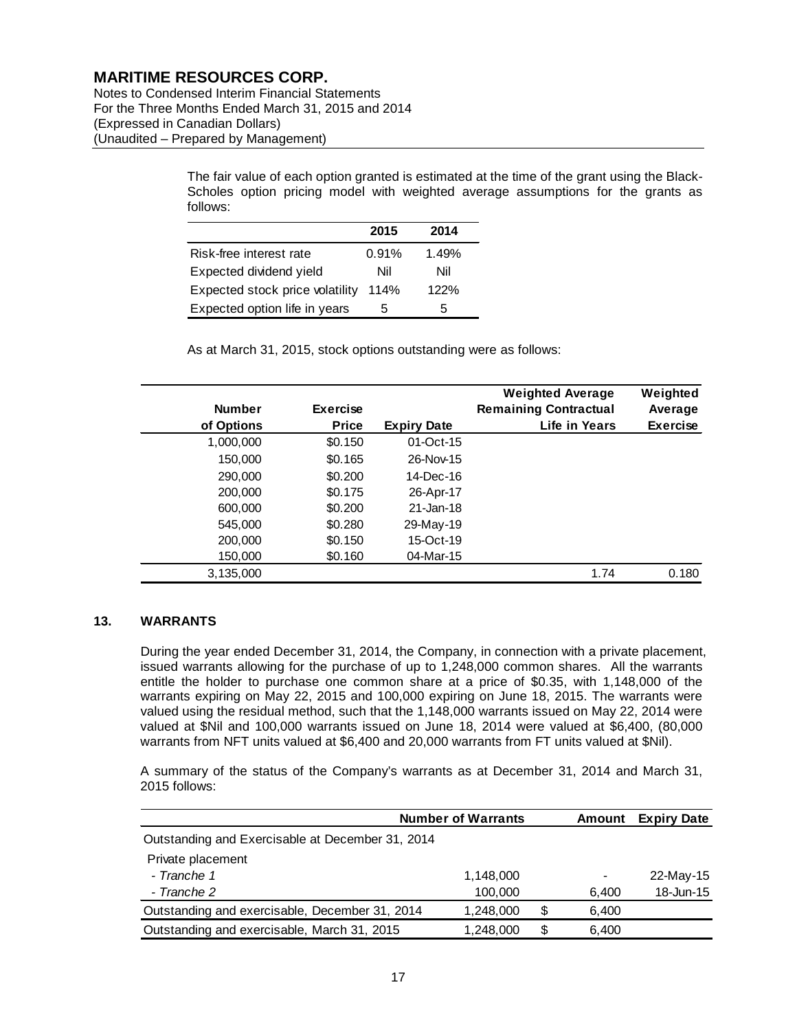The fair value of each option granted is estimated at the time of the grant using the Black-Scholes option pricing model with weighted average assumptions for the grants as follows:

| | 2015 | 2014 |
|---|---|---|
| Risk-free interest rate | 0.91% | 1.49% |
| Expected dividend yield | Nil | Nil |
| Expected stock price volatility | 114% | 122% |
| Expected option life in years | 5 | 5 |

As at March 31, 2015, stock options outstanding were as follows:

| Number of Options | Exercise Price | Expiry Date | Weighted Average Remaining Contractual Life in Years | Weighted Average Exercise |
|---|---|---|---|---|
| 1,000,000 | $0.150 | 01-Oct-15 | | |
| 150,000 | $0.165 | 26-Nov-15 | | |
| 290,000 | $0.200 | 14-Dec-16 | | |
| 200,000 | $0.175 | 26-Apr-17 | | |
| 600,000 | $0.200 | 21-Jan-18 | | |
| 545,000 | $0.280 | 29-May-19 | | |
| 200,000 | $0.150 | 15-Oct-19 | | |
| 150,000 | $0.160 | 04-Mar-15 | | |
| 3,135,000 | | | 1.74 | 0.180 |

## 13. WARRANTS

During the year ended December 31, 2014, the Company, in connection with a private placement, issued warrants allowing for the purchase of up to 1,248,000 common shares. All the warrants entitle the holder to purchase one common share at a price of $0.35, with 1,148,000 of the warrants expiring on May 22, 2015 and 100,000 expiring on June 18, 2015. The warrants were valued using the residual method, such that the 1,148,000 warrants issued on May 22, 2014 were valued at $Nil and 100,000 warrants issued on June 18, 2014 were valued at $6,400, (80,000 warrants from NFT units valued at $6,400 and 20,000 warrants from FT units valued at $Nil).

A summary of the status of the Company's warrants as at December 31, 2014 and March 31, 2015 follows:

| | Number of Warrants | | Amount | Expiry Date |
|---|---|---|---|---|
| Outstanding and Exercisable at December 31, 2014 | | | | |
| Private placement | | | | |
| *- Tranche 1* | 1,148,000 | | - | 22-May-15 |
| *- Tranche 2* | 100,000 | | 6,400 | 18-Jun-15 |
| Outstanding and exercisable, December 31, 2014 | 1,248,000 | $ | 6,400 | |
| Outstanding and exercisable, March 31, 2015 | 1,248,000 | $ | 6,400 | |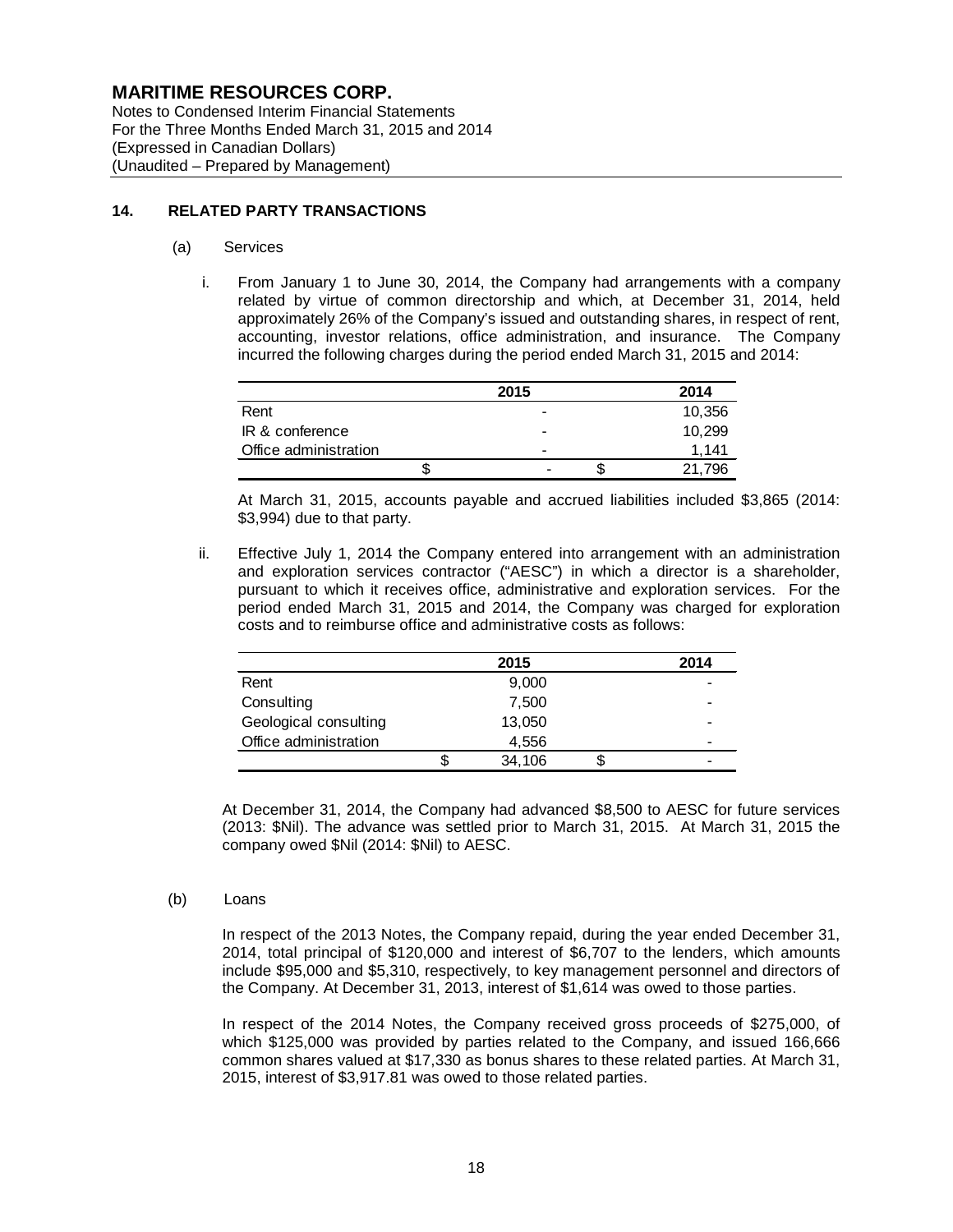**MARITIME RESOURCES CORP.**
Notes to Condensed Interim Financial Statements
For the Three Months Ended March 31, 2015 and 2014
(Expressed in Canadian Dollars)
(Unaudited – Prepared by Management)

## 14. RELATED PARTY TRANSACTIONS

(a) Services

i. From January 1 to June 30, 2014, the Company had arrangements with a company related by virtue of common directorship and which, at December 31, 2014, held approximately 26% of the Company's issued and outstanding shares, in respect of rent, accounting, investor relations, office administration, and insurance. The Company incurred the following charges during the period ended March 31, 2015 and 2014:

| | 2015 | 2014 |
|---|---|---|
| Rent | - | 10,356 |
| IR & conference | - | 10,299 |
| Office administration | - | 1,141 |
| | $ - | $ 21,796 |

At March 31, 2015, accounts payable and accrued liabilities included $3,865 (2014: $3,994) due to that party.

ii. Effective July 1, 2014 the Company entered into arrangement with an administration and exploration services contractor ("AESC") in which a director is a shareholder, pursuant to which it receives office, administrative and exploration services. For the period ended March 31, 2015 and 2014, the Company was charged for exploration costs and to reimburse office and administrative costs as follows:

| | 2015 | 2014 |
|---|---|---|
| Rent | 9,000 | - |
| Consulting | 7,500 | - |
| Geological consulting | 13,050 | - |
| Office administration | 4,556 | - |
| | $ 34,106 | $ - |

At December 31, 2014, the Company had advanced $8,500 to AESC for future services (2013: $Nil). The advance was settled prior to March 31, 2015. At March 31, 2015 the company owed $Nil (2014: $Nil) to AESC.

(b) Loans

In respect of the 2013 Notes, the Company repaid, during the year ended December 31, 2014, total principal of $120,000 and interest of $6,707 to the lenders, which amounts include $95,000 and $5,310, respectively, to key management personnel and directors of the Company. At December 31, 2013, interest of $1,614 was owed to those parties.

In respect of the 2014 Notes, the Company received gross proceeds of $275,000, of which $125,000 was provided by parties related to the Company, and issued 166,666 common shares valued at $17,330 as bonus shares to these related parties. At March 31, 2015, interest of $3,917.81 was owed to those related parties.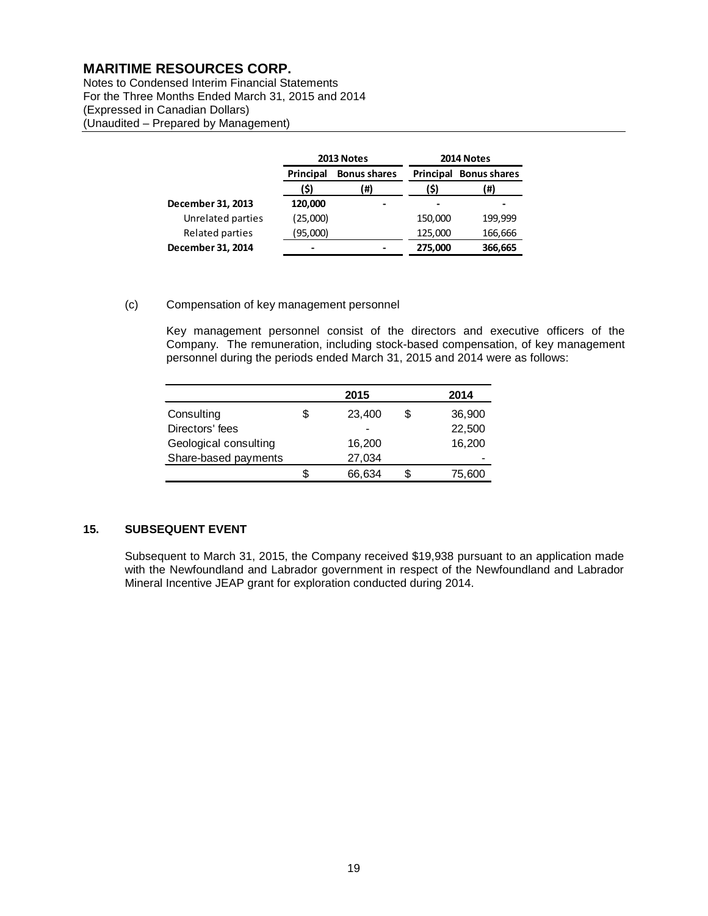| | 2013 Notes | | 2014 Notes | |
|---|---|---|---|---|
| | Principal | Bonus shares | Principal | Bonus shares |
| | ($) | (#) | ($) | (#) |
| **December 31, 2013** | **120,000** | - | - | - |
| Unrelated parties | (25,000) | | 150,000 | 199,999 |
| Related parties | (95,000) | | 125,000 | 166,666 |
| **December 31, 2014** | - | - | **275,000** | **366,665** |

(c) Compensation of key management personnel

Key management personnel consist of the directors and executive officers of the Company. The remuneration, including stock-based compensation, of key management personnel during the periods ended March 31, 2015 and 2014 were as follows:

| | 2015 | 2014 |
|---|---|---|
| Consulting | $ 23,400 | $ 36,900 |
| Directors' fees | - | 22,500 |
| Geological consulting | 16,200 | 16,200 |
| Share-based payments | 27,034 | - |
| | $ 66,634 | $ 75,600 |

## 15. SUBSEQUENT EVENT

Subsequent to March 31, 2015, the Company received $19,938 pursuant to an application made with the Newfoundland and Labrador government in respect of the Newfoundland and Labrador Mineral Incentive JEAP grant for exploration conducted during 2014.